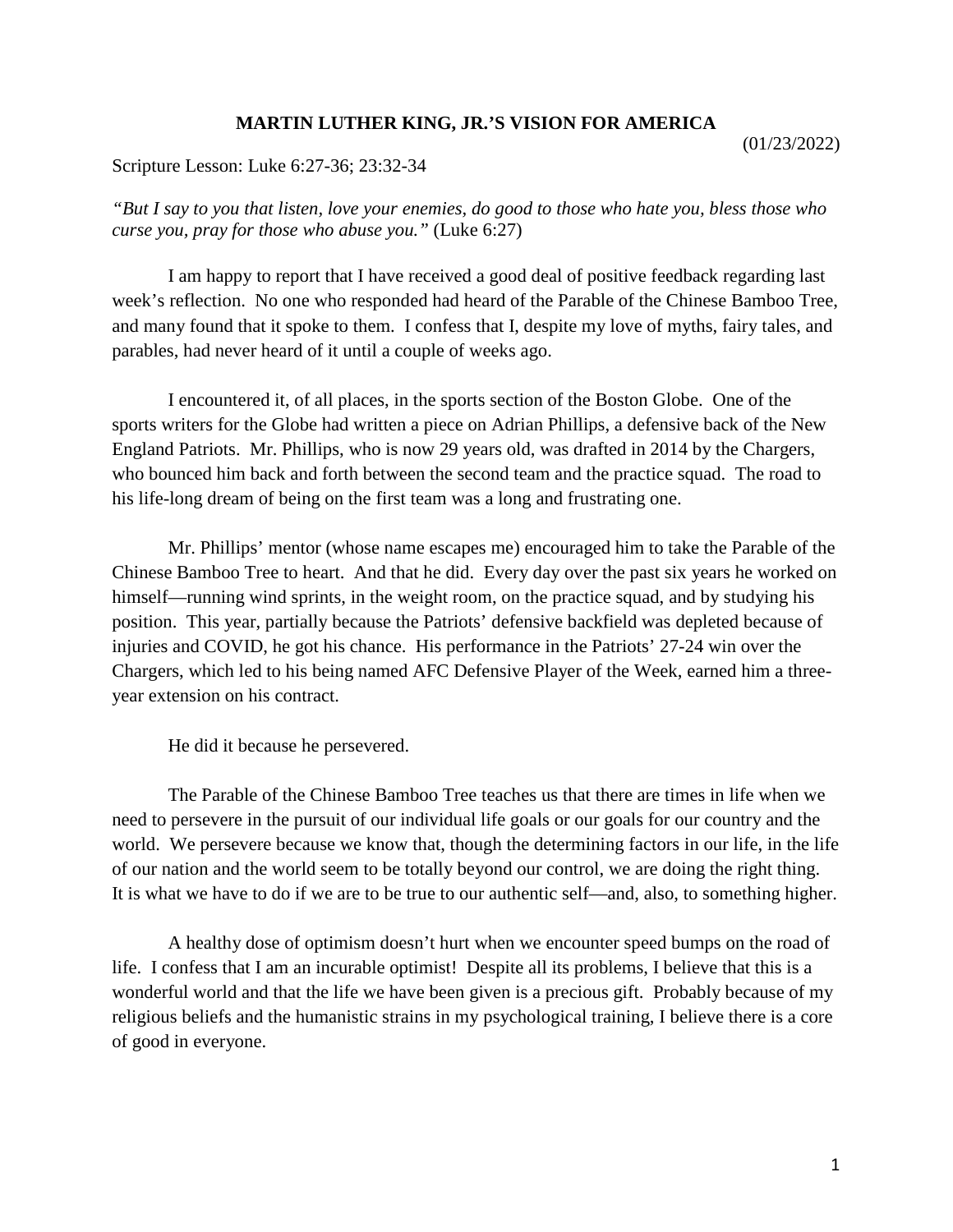# MARTIN LUTHER KING, JR.'S VISION FOR AMERICA

(01/23/2022)

Scripture Lesson: Luke 6:27-36; 23:32-34

*"But I say to you that listen, love your enemies, do good to those who hate you, bless those who curse you, pray for those who abuse you."* (Luke 6:27)

I am happy to report that I have received a good deal of positive feedback regarding last week's reflection. No one who responded had heard of the Parable of the Chinese Bamboo Tree, and many found that it spoke to them. I confess that I, despite my love of myths, fairy tales, and parables, had never heard of it until a couple of weeks ago.

I encountered it, of all places, in the sports section of the Boston Globe. One of the sports writers for the Globe had written a piece on Adrian Phillips, a defensive back of the New England Patriots. Mr. Phillips, who is now 29 years old, was drafted in 2014 by the Chargers, who bounced him back and forth between the second team and the practice squad. The road to his life-long dream of being on the first team was a long and frustrating one.

Mr. Phillips' mentor (whose name escapes me) encouraged him to take the Parable of the Chinese Bamboo Tree to heart. And that he did. Every day over the past six years he worked on himself—running wind sprints, in the weight room, on the practice squad, and by studying his position. This year, partially because the Patriots' defensive backfield was depleted because of injuries and COVID, he got his chance. His performance in the Patriots' 27-24 win over the Chargers, which led to his being named AFC Defensive Player of the Week, earned him a three-year extension on his contract.

He did it because he persevered.

The Parable of the Chinese Bamboo Tree teaches us that there are times in life when we need to persevere in the pursuit of our individual life goals or our goals for our country and the world. We persevere because we know that, though the determining factors in our life, in the life of our nation and the world seem to be totally beyond our control, we are doing the right thing. It is what we have to do if we are to be true to our authentic self—and, also, to something higher.

A healthy dose of optimism doesn't hurt when we encounter speed bumps on the road of life. I confess that I am an incurable optimist! Despite all its problems, I believe that this is a wonderful world and that the life we have been given is a precious gift. Probably because of my religious beliefs and the humanistic strains in my psychological training, I believe there is a core of good in everyone.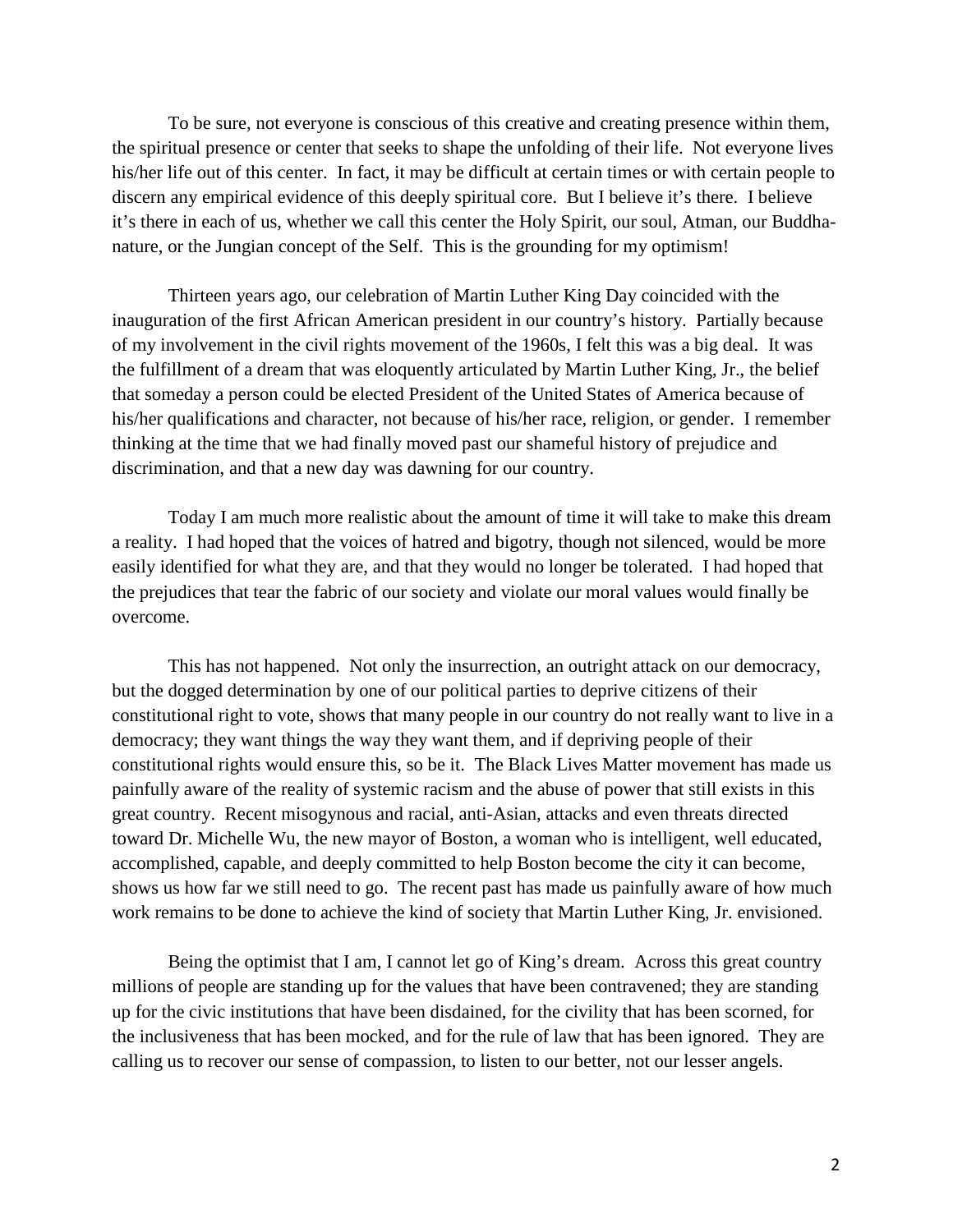To be sure, not everyone is conscious of this creative and creating presence within them, the spiritual presence or center that seeks to shape the unfolding of their life. Not everyone lives his/her life out of this center. In fact, it may be difficult at certain times or with certain people to discern any empirical evidence of this deeply spiritual core. But I believe it's there. I believe it's there in each of us, whether we call this center the Holy Spirit, our soul, Atman, our Buddha-nature, or the Jungian concept of the Self. This is the grounding for my optimism!

Thirteen years ago, our celebration of Martin Luther King Day coincided with the inauguration of the first African American president in our country's history. Partially because of my involvement in the civil rights movement of the 1960s, I felt this was a big deal. It was the fulfillment of a dream that was eloquently articulated by Martin Luther King, Jr., the belief that someday a person could be elected President of the United States of America because of his/her qualifications and character, not because of his/her race, religion, or gender. I remember thinking at the time that we had finally moved past our shameful history of prejudice and discrimination, and that a new day was dawning for our country.

Today I am much more realistic about the amount of time it will take to make this dream a reality. I had hoped that the voices of hatred and bigotry, though not silenced, would be more easily identified for what they are, and that they would no longer be tolerated. I had hoped that the prejudices that tear the fabric of our society and violate our moral values would finally be overcome.

This has not happened. Not only the insurrection, an outright attack on our democracy, but the dogged determination by one of our political parties to deprive citizens of their constitutional right to vote, shows that many people in our country do not really want to live in a democracy; they want things the way they want them, and if depriving people of their constitutional rights would ensure this, so be it. The Black Lives Matter movement has made us painfully aware of the reality of systemic racism and the abuse of power that still exists in this great country. Recent misogynous and racial, anti-Asian, attacks and even threats directed toward Dr. Michelle Wu, the new mayor of Boston, a woman who is intelligent, well educated, accomplished, capable, and deeply committed to help Boston become the city it can become, shows us how far we still need to go. The recent past has made us painfully aware of how much work remains to be done to achieve the kind of society that Martin Luther King, Jr. envisioned.

Being the optimist that I am, I cannot let go of King's dream. Across this great country millions of people are standing up for the values that have been contravened; they are standing up for the civic institutions that have been disdained, for the civility that has been scorned, for the inclusiveness that has been mocked, and for the rule of law that has been ignored. They are calling us to recover our sense of compassion, to listen to our better, not our lesser angels.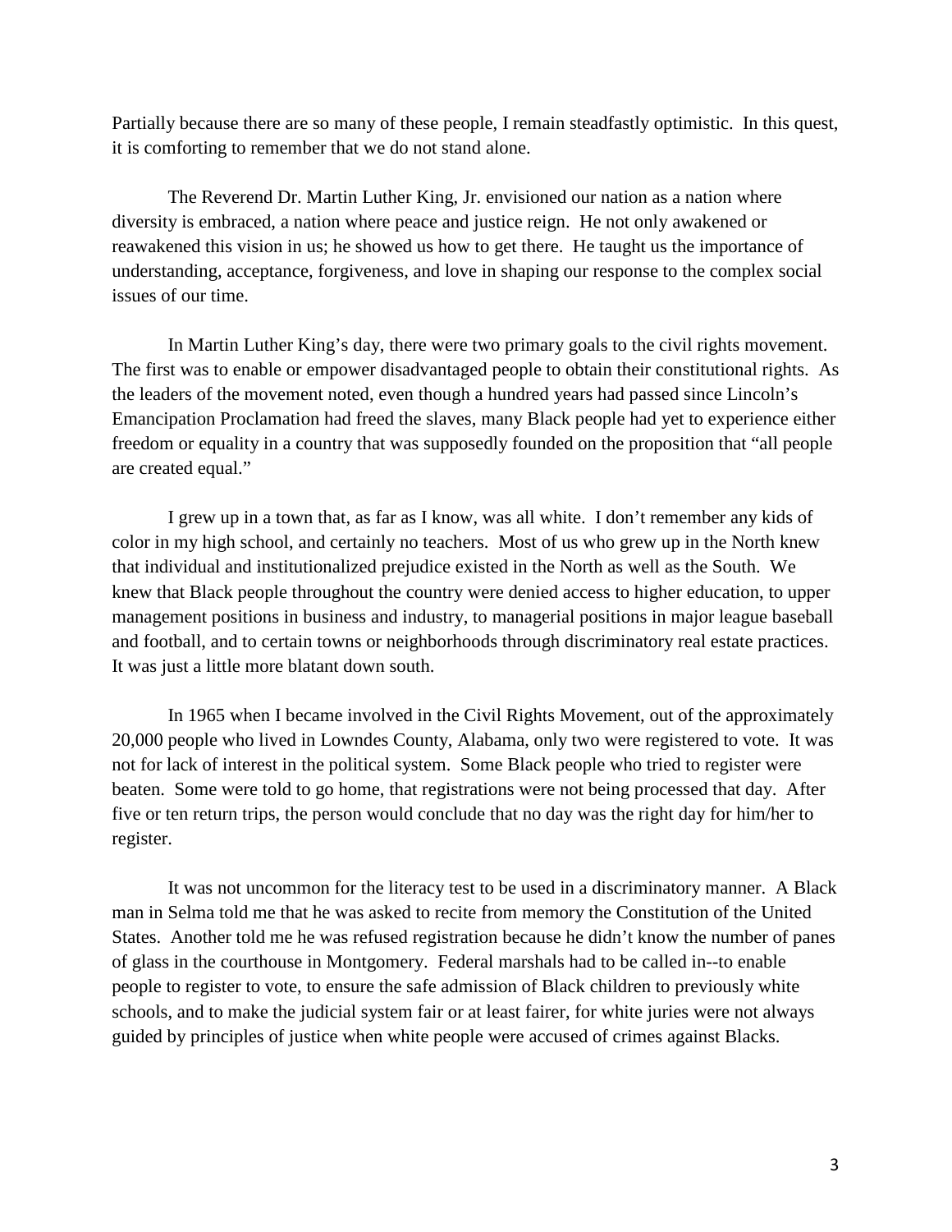Partially because there are so many of these people, I remain steadfastly optimistic. In this quest, it is comforting to remember that we do not stand alone.

The Reverend Dr. Martin Luther King, Jr. envisioned our nation as a nation where diversity is embraced, a nation where peace and justice reign. He not only awakened or reawakened this vision in us; he showed us how to get there. He taught us the importance of understanding, acceptance, forgiveness, and love in shaping our response to the complex social issues of our time.

In Martin Luther King's day, there were two primary goals to the civil rights movement. The first was to enable or empower disadvantaged people to obtain their constitutional rights. As the leaders of the movement noted, even though a hundred years had passed since Lincoln's Emancipation Proclamation had freed the slaves, many Black people had yet to experience either freedom or equality in a country that was supposedly founded on the proposition that "all people are created equal."

I grew up in a town that, as far as I know, was all white. I don't remember any kids of color in my high school, and certainly no teachers. Most of us who grew up in the North knew that individual and institutionalized prejudice existed in the North as well as the South. We knew that Black people throughout the country were denied access to higher education, to upper management positions in business and industry, to managerial positions in major league baseball and football, and to certain towns or neighborhoods through discriminatory real estate practices. It was just a little more blatant down south.

In 1965 when I became involved in the Civil Rights Movement, out of the approximately 20,000 people who lived in Lowndes County, Alabama, only two were registered to vote. It was not for lack of interest in the political system. Some Black people who tried to register were beaten. Some were told to go home, that registrations were not being processed that day. After five or ten return trips, the person would conclude that no day was the right day for him/her to register.

It was not uncommon for the literacy test to be used in a discriminatory manner. A Black man in Selma told me that he was asked to recite from memory the Constitution of the United States. Another told me he was refused registration because he didn't know the number of panes of glass in the courthouse in Montgomery. Federal marshals had to be called in--to enable people to register to vote, to ensure the safe admission of Black children to previously white schools, and to make the judicial system fair or at least fairer, for white juries were not always guided by principles of justice when white people were accused of crimes against Blacks.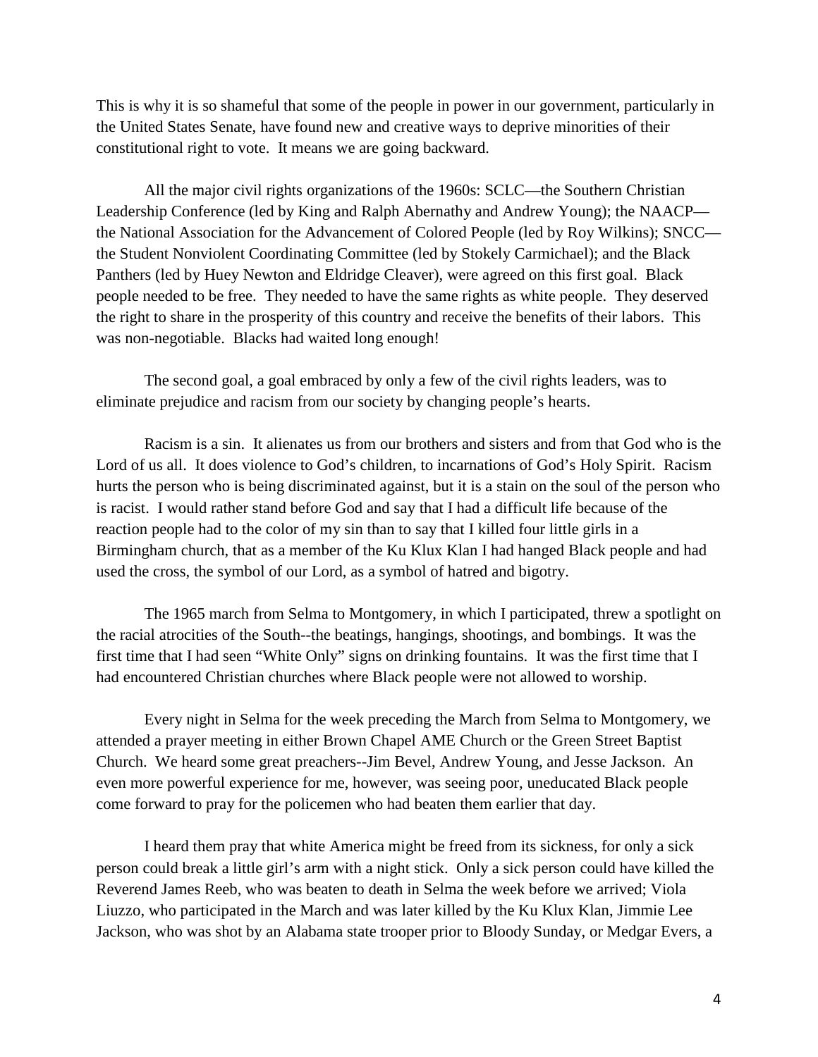This is why it is so shameful that some of the people in power in our government, particularly in the United States Senate, have found new and creative ways to deprive minorities of their constitutional right to vote. It means we are going backward.

All the major civil rights organizations of the 1960s: SCLC—the Southern Christian Leadership Conference (led by King and Ralph Abernathy and Andrew Young); the NAACP—the National Association for the Advancement of Colored People (led by Roy Wilkins); SNCC—the Student Nonviolent Coordinating Committee (led by Stokely Carmichael); and the Black Panthers (led by Huey Newton and Eldridge Cleaver), were agreed on this first goal. Black people needed to be free. They needed to have the same rights as white people. They deserved the right to share in the prosperity of this country and receive the benefits of their labors. This was non-negotiable. Blacks had waited long enough!

The second goal, a goal embraced by only a few of the civil rights leaders, was to eliminate prejudice and racism from our society by changing people's hearts.

Racism is a sin. It alienates us from our brothers and sisters and from that God who is the Lord of us all. It does violence to God's children, to incarnations of God's Holy Spirit. Racism hurts the person who is being discriminated against, but it is a stain on the soul of the person who is racist. I would rather stand before God and say that I had a difficult life because of the reaction people had to the color of my sin than to say that I killed four little girls in a Birmingham church, that as a member of the Ku Klux Klan I had hanged Black people and had used the cross, the symbol of our Lord, as a symbol of hatred and bigotry.

The 1965 march from Selma to Montgomery, in which I participated, threw a spotlight on the racial atrocities of the South--the beatings, hangings, shootings, and bombings. It was the first time that I had seen "White Only" signs on drinking fountains. It was the first time that I had encountered Christian churches where Black people were not allowed to worship.

Every night in Selma for the week preceding the March from Selma to Montgomery, we attended a prayer meeting in either Brown Chapel AME Church or the Green Street Baptist Church. We heard some great preachers--Jim Bevel, Andrew Young, and Jesse Jackson. An even more powerful experience for me, however, was seeing poor, uneducated Black people come forward to pray for the policemen who had beaten them earlier that day.

I heard them pray that white America might be freed from its sickness, for only a sick person could break a little girl's arm with a night stick. Only a sick person could have killed the Reverend James Reeb, who was beaten to death in Selma the week before we arrived; Viola Liuzzo, who participated in the March and was later killed by the Ku Klux Klan, Jimmie Lee Jackson, who was shot by an Alabama state trooper prior to Bloody Sunday, or Medgar Evers, a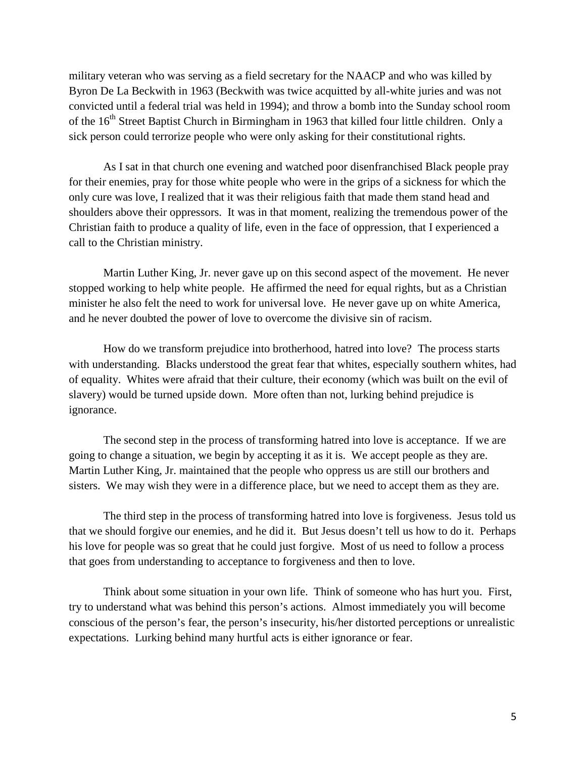military veteran who was serving as a field secretary for the NAACP and who was killed by Byron De La Beckwith in 1963 (Beckwith was twice acquitted by all-white juries and was not convicted until a federal trial was held in 1994); and throw a bomb into the Sunday school room of the 16th Street Baptist Church in Birmingham in 1963 that killed four little children. Only a sick person could terrorize people who were only asking for their constitutional rights.

As I sat in that church one evening and watched poor disenfranchised Black people pray for their enemies, pray for those white people who were in the grips of a sickness for which the only cure was love, I realized that it was their religious faith that made them stand head and shoulders above their oppressors. It was in that moment, realizing the tremendous power of the Christian faith to produce a quality of life, even in the face of oppression, that I experienced a call to the Christian ministry.

Martin Luther King, Jr. never gave up on this second aspect of the movement. He never stopped working to help white people. He affirmed the need for equal rights, but as a Christian minister he also felt the need to work for universal love. He never gave up on white America, and he never doubted the power of love to overcome the divisive sin of racism.

How do we transform prejudice into brotherhood, hatred into love? The process starts with understanding. Blacks understood the great fear that whites, especially southern whites, had of equality. Whites were afraid that their culture, their economy (which was built on the evil of slavery) would be turned upside down. More often than not, lurking behind prejudice is ignorance.

The second step in the process of transforming hatred into love is acceptance. If we are going to change a situation, we begin by accepting it as it is. We accept people as they are. Martin Luther King, Jr. maintained that the people who oppress us are still our brothers and sisters. We may wish they were in a difference place, but we need to accept them as they are.

The third step in the process of transforming hatred into love is forgiveness. Jesus told us that we should forgive our enemies, and he did it. But Jesus doesn't tell us how to do it. Perhaps his love for people was so great that he could just forgive. Most of us need to follow a process that goes from understanding to acceptance to forgiveness and then to love.

Think about some situation in your own life. Think of someone who has hurt you. First, try to understand what was behind this person's actions. Almost immediately you will become conscious of the person's fear, the person's insecurity, his/her distorted perceptions or unrealistic expectations. Lurking behind many hurtful acts is either ignorance or fear.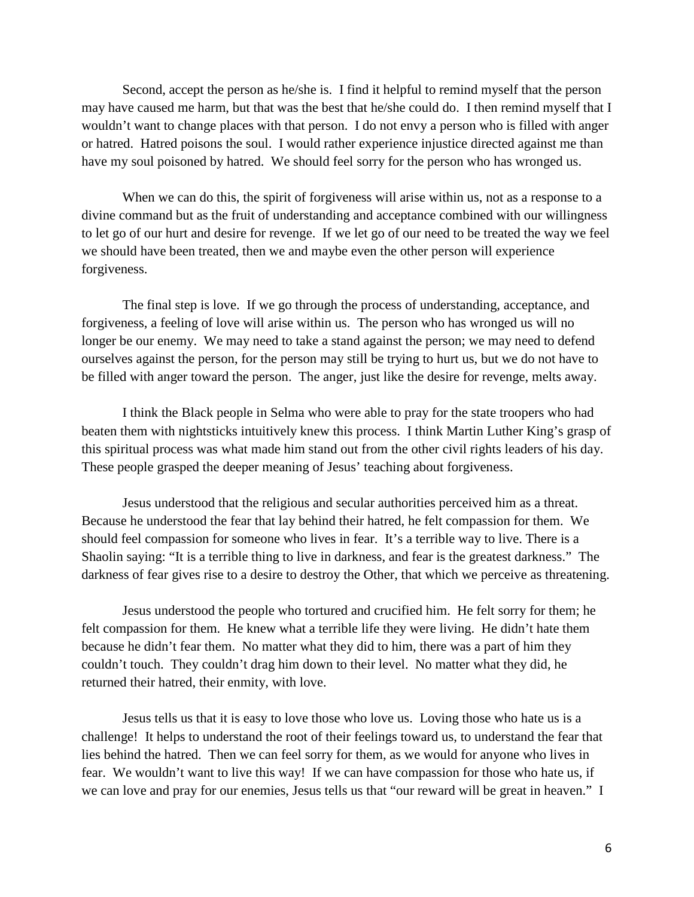Second, accept the person as he/she is. I find it helpful to remind myself that the person may have caused me harm, but that was the best that he/she could do. I then remind myself that I wouldn't want to change places with that person. I do not envy a person who is filled with anger or hatred. Hatred poisons the soul. I would rather experience injustice directed against me than have my soul poisoned by hatred. We should feel sorry for the person who has wronged us.

When we can do this, the spirit of forgiveness will arise within us, not as a response to a divine command but as the fruit of understanding and acceptance combined with our willingness to let go of our hurt and desire for revenge. If we let go of our need to be treated the way we feel we should have been treated, then we and maybe even the other person will experience forgiveness.

The final step is love. If we go through the process of understanding, acceptance, and forgiveness, a feeling of love will arise within us. The person who has wronged us will no longer be our enemy. We may need to take a stand against the person; we may need to defend ourselves against the person, for the person may still be trying to hurt us, but we do not have to be filled with anger toward the person. The anger, just like the desire for revenge, melts away.

I think the Black people in Selma who were able to pray for the state troopers who had beaten them with nightsticks intuitively knew this process. I think Martin Luther King's grasp of this spiritual process was what made him stand out from the other civil rights leaders of his day. These people grasped the deeper meaning of Jesus' teaching about forgiveness.

Jesus understood that the religious and secular authorities perceived him as a threat. Because he understood the fear that lay behind their hatred, he felt compassion for them. We should feel compassion for someone who lives in fear. It's a terrible way to live. There is a Shaolin saying: "It is a terrible thing to live in darkness, and fear is the greatest darkness." The darkness of fear gives rise to a desire to destroy the Other, that which we perceive as threatening.

Jesus understood the people who tortured and crucified him. He felt sorry for them; he felt compassion for them. He knew what a terrible life they were living. He didn't hate them because he didn't fear them. No matter what they did to him, there was a part of him they couldn't touch. They couldn't drag him down to their level. No matter what they did, he returned their hatred, their enmity, with love.

Jesus tells us that it is easy to love those who love us. Loving those who hate us is a challenge! It helps to understand the root of their feelings toward us, to understand the fear that lies behind the hatred. Then we can feel sorry for them, as we would for anyone who lives in fear. We wouldn't want to live this way! If we can have compassion for those who hate us, if we can love and pray for our enemies, Jesus tells us that "our reward will be great in heaven." I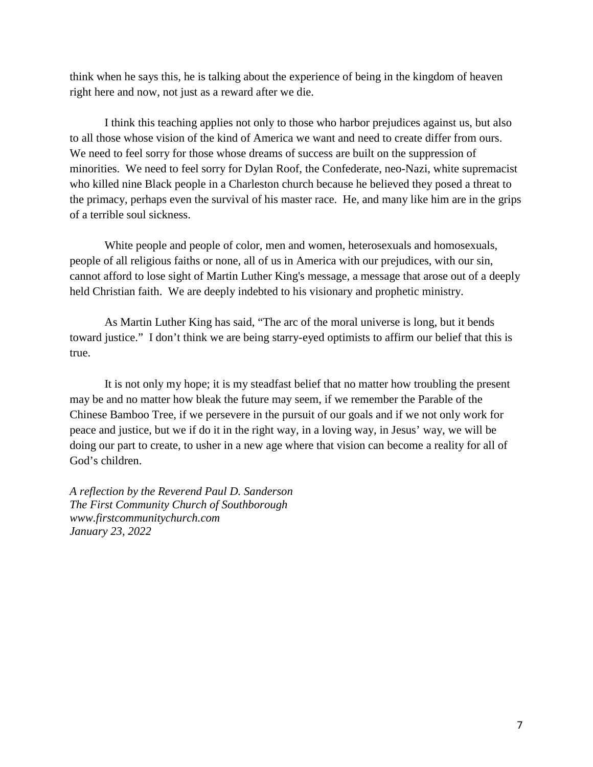think when he says this, he is talking about the experience of being in the kingdom of heaven right here and now, not just as a reward after we die.

I think this teaching applies not only to those who harbor prejudices against us, but also to all those whose vision of the kind of America we want and need to create differ from ours. We need to feel sorry for those whose dreams of success are built on the suppression of minorities. We need to feel sorry for Dylan Roof, the Confederate, neo-Nazi, white supremacist who killed nine Black people in a Charleston church because he believed they posed a threat to the primacy, perhaps even the survival of his master race. He, and many like him are in the grips of a terrible soul sickness.

White people and people of color, men and women, heterosexuals and homosexuals, people of all religious faiths or none, all of us in America with our prejudices, with our sin, cannot afford to lose sight of Martin Luther King's message, a message that arose out of a deeply held Christian faith. We are deeply indebted to his visionary and prophetic ministry.

As Martin Luther King has said, "The arc of the moral universe is long, but it bends toward justice." I don't think we are being starry-eyed optimists to affirm our belief that this is true.

It is not only my hope; it is my steadfast belief that no matter how troubling the present may be and no matter how bleak the future may seem, if we remember the Parable of the Chinese Bamboo Tree, if we persevere in the pursuit of our goals and if we not only work for peace and justice, but we if do it in the right way, in a loving way, in Jesus' way, we will be doing our part to create, to usher in a new age where that vision can become a reality for all of God's children.

*A reflection by the Reverend Paul D. Sanderson*
*The First Community Church of Southborough*
*www.firstcommunitychurch.com*
*January 23, 2022*